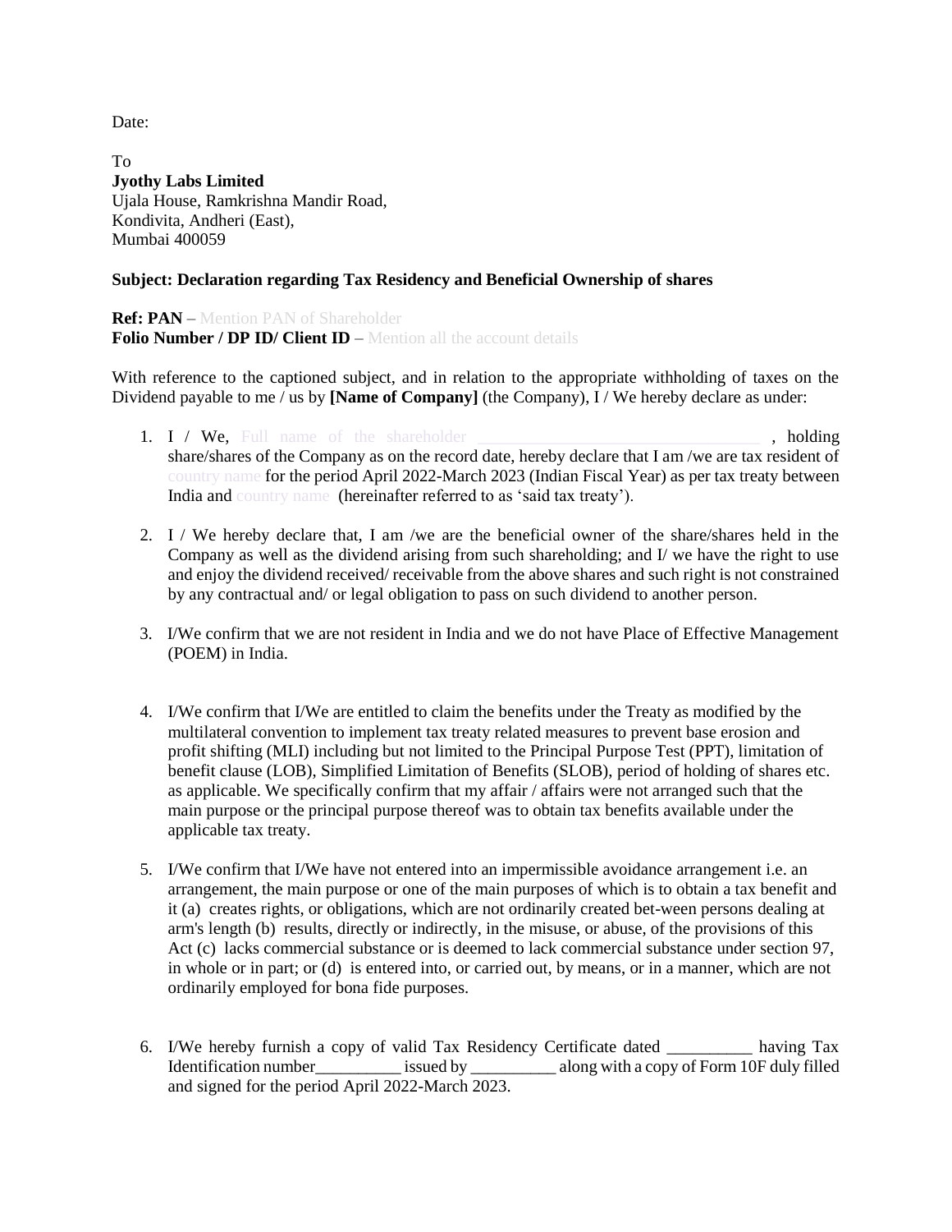Date:

To
**Jyothy Labs Limited**
Ujala House, Ramkrishna Mandir Road,
Kondivita, Andheri (East),
Mumbai 400059

**Subject: Declaration regarding Tax Residency and Beneficial Ownership of shares**

**Ref: PAN** – Mention PAN of Shareholder
**Folio Number / DP ID/ Client ID** – Mention all the account details

With reference to the captioned subject, and in relation to the appropriate withholding of taxes on the Dividend payable to me / us by **[Name of Company]** (the Company), I / We hereby declare as under:

1. I / We, Full name of the shareholder _________________________________ , holding share/shares of the Company as on the record date, hereby declare that I am /we are tax resident of country name for the period April 2022-March 2023 (Indian Fiscal Year) as per tax treaty between India and country name (hereinafter referred to as 'said tax treaty').

2. I / We hereby declare that, I am /we are the beneficial owner of the share/shares held in the Company as well as the dividend arising from such shareholding; and I/ we have the right to use and enjoy the dividend received/ receivable from the above shares and such right is not constrained by any contractual and/ or legal obligation to pass on such dividend to another person.

3. I/We confirm that we are not resident in India and we do not have Place of Effective Management (POEM) in India.

4. I/We confirm that I/We are entitled to claim the benefits under the Treaty as modified by the multilateral convention to implement tax treaty related measures to prevent base erosion and profit shifting (MLI) including but not limited to the Principal Purpose Test (PPT), limitation of benefit clause (LOB), Simplified Limitation of Benefits (SLOB), period of holding of shares etc. as applicable. We specifically confirm that my affair / affairs were not arranged such that the main purpose or the principal purpose thereof was to obtain tax benefits available under the applicable tax treaty.

5. I/We confirm that I/We have not entered into an impermissible avoidance arrangement i.e. an arrangement, the main purpose or one of the main purposes of which is to obtain a tax benefit and it (a) creates rights, or obligations, which are not ordinarily created bet-ween persons dealing at arm's length (b) results, directly or indirectly, in the misuse, or abuse, of the provisions of this Act (c) lacks commercial substance or is deemed to lack commercial substance under section 97, in whole or in part; or (d) is entered into, or carried out, by means, or in a manner, which are not ordinarily employed for bona fide purposes.

6. I/We hereby furnish a copy of valid Tax Residency Certificate dated __________ having Tax Identification number__________ issued by __________ along with a copy of Form 10F duly filled and signed for the period April 2022-March 2023.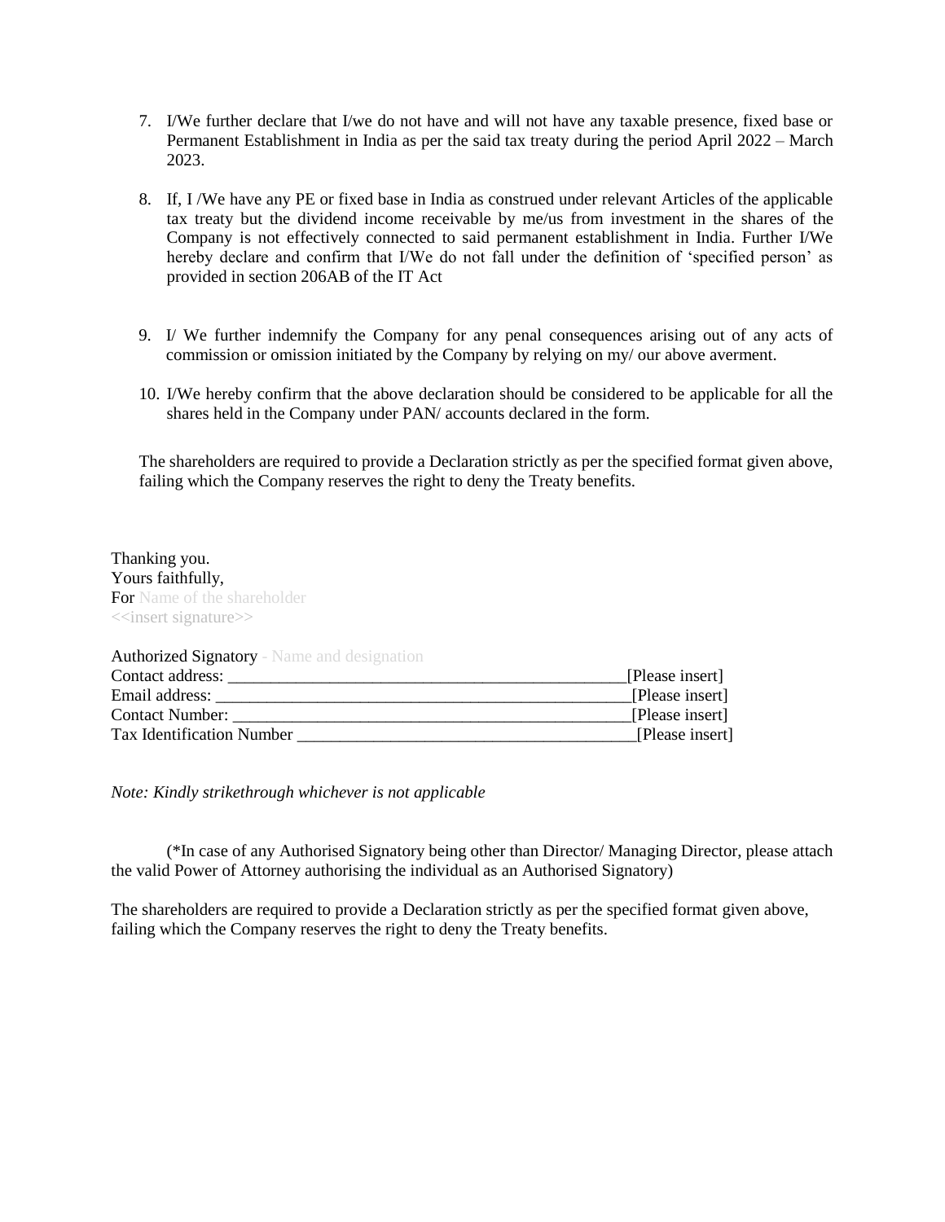7. I/We further declare that I/we do not have and will not have any taxable presence, fixed base or Permanent Establishment in India as per the said tax treaty during the period April 2022 – March 2023.

8. If, I /We have any PE or fixed base in India as construed under relevant Articles of the applicable tax treaty but the dividend income receivable by me/us from investment in the shares of the Company is not effectively connected to said permanent establishment in India. Further I/We hereby declare and confirm that I/We do not fall under the definition of 'specified person' as provided in section 206AB of the IT Act

9. I/ We further indemnify the Company for any penal consequences arising out of any acts of commission or omission initiated by the Company by relying on my/ our above averment.

10. I/We hereby confirm that the above declaration should be considered to be applicable for all the shares held in the Company under PAN/ accounts declared in the form.

The shareholders are required to provide a Declaration strictly as per the specified format given above, failing which the Company reserves the right to deny the Treaty benefits.

Thanking you.
Yours faithfully,
For Name of the shareholder
<<insert signature>>

Authorized Signatory - Name and designation
Contact address: ________________________________________________[Please insert]
Email address: __________________________________________________[Please insert]
Contact Number: ________________________________________________[Please insert]
Tax Identification Number ________________________________________[Please insert]

*Note: Kindly strikethrough whichever is not applicable*

(*In case of any Authorised Signatory being other than Director/ Managing Director, please attach the valid Power of Attorney authorising the individual as an Authorised Signatory)

The shareholders are required to provide a Declaration strictly as per the specified format given above, failing which the Company reserves the right to deny the Treaty benefits.